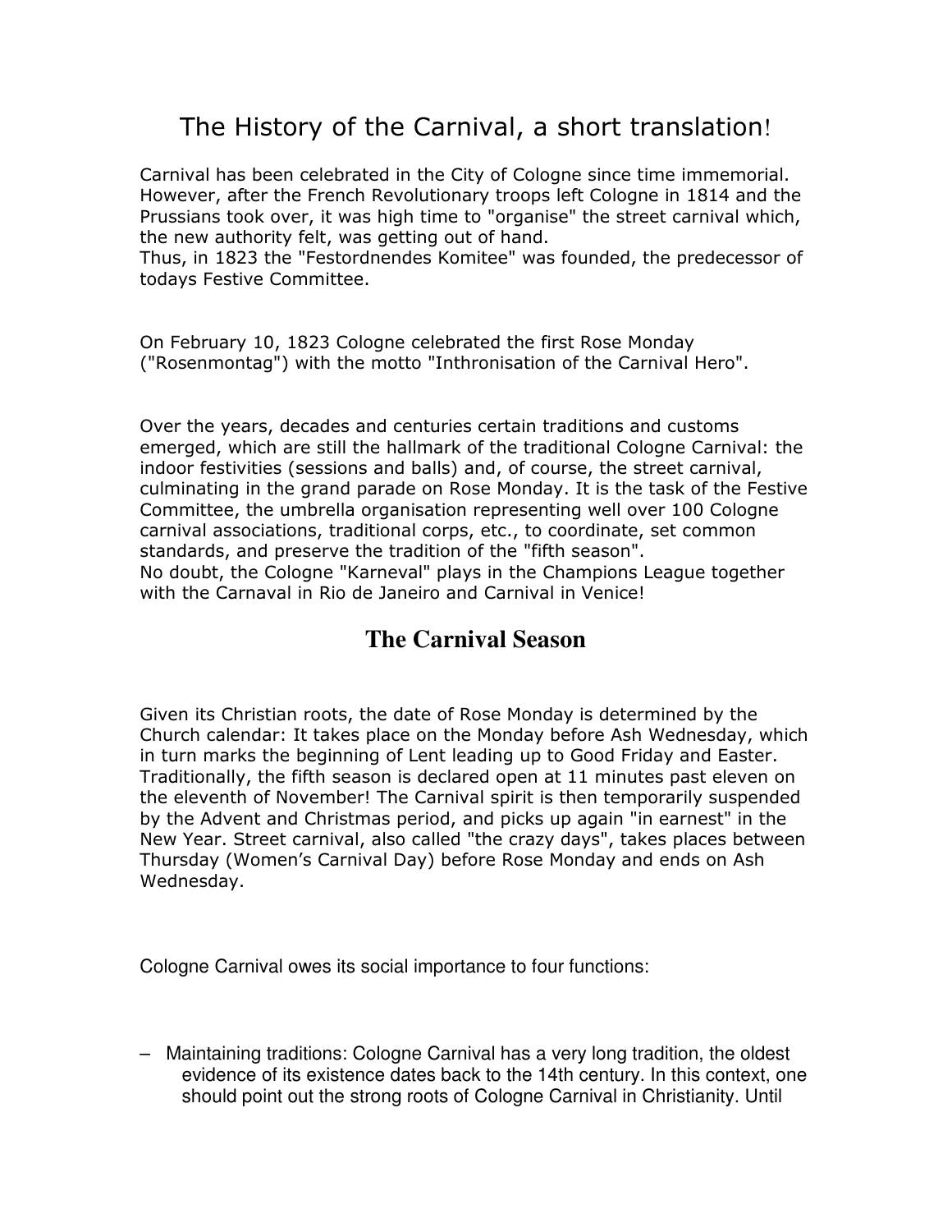# The History of the Carnival, a short translation!

Carnival has been celebrated in the City of Cologne since time immemorial. However, after the French Revolutionary troops left Cologne in 1814 and the Prussians took over, it was high time to "organise" the street carnival which, the new authority felt, was getting out of hand.
Thus, in 1823 the "Festordnendes Komitee" was founded, the predecessor of todays Festive Committee.

On February 10, 1823 Cologne celebrated the first Rose Monday ("Rosenmontag") with the motto "Inthronisation of the Carnival Hero".

Over the years, decades and centuries certain traditions and customs emerged, which are still the hallmark of the traditional Cologne Carnival: the indoor festivities (sessions and balls) and, of course, the street carnival, culminating in the grand parade on Rose Monday. It is the task of the Festive Committee, the umbrella organisation representing well over 100 Cologne carnival associations, traditional corps, etc., to coordinate, set common standards, and preserve the tradition of the "fifth season".
No doubt, the Cologne "Karneval" plays in the Champions League together with the Carnaval in Rio de Janeiro and Carnival in Venice!

## The Carnival Season

Given its Christian roots, the date of Rose Monday is determined by the Church calendar: It takes place on the Monday before Ash Wednesday, which in turn marks the beginning of Lent leading up to Good Friday and Easter. Traditionally, the fifth season is declared open at 11 minutes past eleven on the eleventh of November! The Carnival spirit is then temporarily suspended by the Advent and Christmas period, and picks up again "in earnest" in the New Year. Street carnival, also called "the crazy days", takes places between Thursday (Women's Carnival Day) before Rose Monday and ends on Ash Wednesday.

Cologne Carnival owes its social importance to four functions:

– Maintaining traditions: Cologne Carnival has a very long tradition, the oldest evidence of its existence dates back to the 14th century. In this context, one should point out the strong roots of Cologne Carnival in Christianity. Until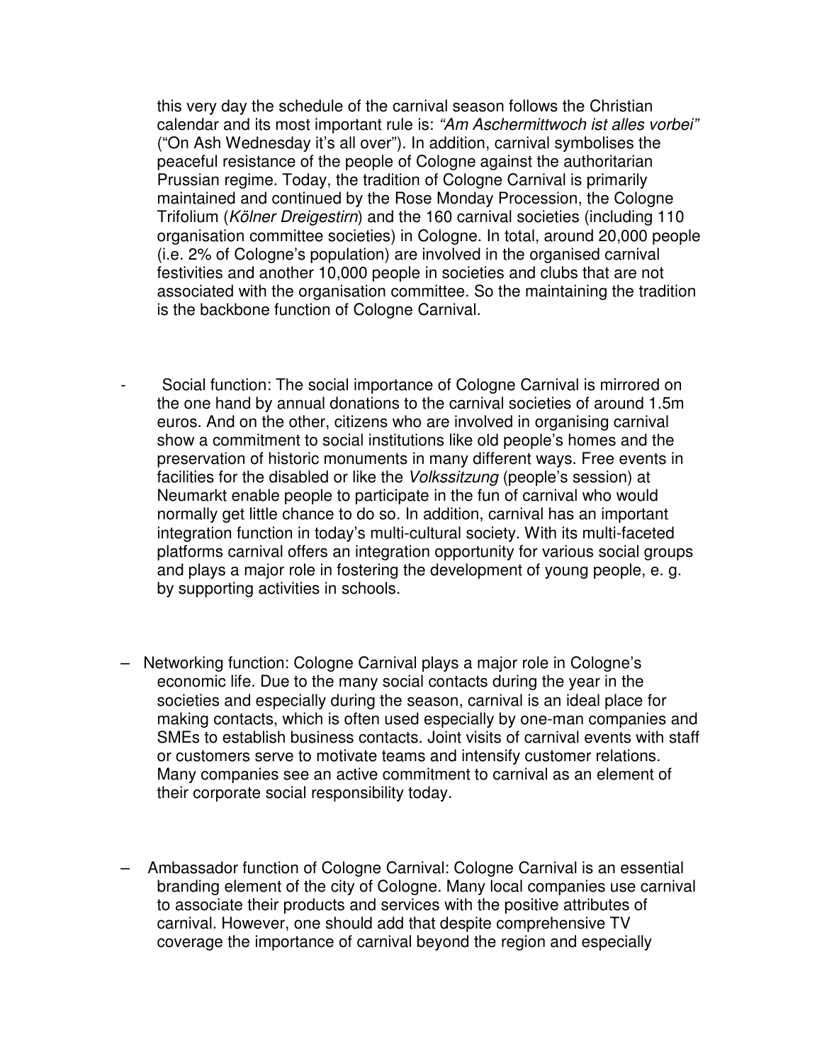this very day the schedule of the carnival season follows the Christian calendar and its most important rule is: *"Am Aschermittwoch ist alles vorbei"* ("On Ash Wednesday it's all over"). In addition, carnival symbolises the peaceful resistance of the people of Cologne against the authoritarian Prussian regime. Today, the tradition of Cologne Carnival is primarily maintained and continued by the Rose Monday Procession, the Cologne Trifolium (*Kölner Dreigestirn*) and the 160 carnival societies (including 110 organisation committee societies) in Cologne. In total, around 20,000 people (i.e. 2% of Cologne's population) are involved in the organised carnival festivities and another 10,000 people in societies and clubs that are not associated with the organisation committee. So the maintaining the tradition is the backbone function of Cologne Carnival.

- Social function: The social importance of Cologne Carnival is mirrored on the one hand by annual donations to the carnival societies of around 1.5m euros. And on the other, citizens who are involved in organising carnival show a commitment to social institutions like old people's homes and the preservation of historic monuments in many different ways. Free events in facilities for the disabled or like the *Volkssitzung* (people's session) at Neumarkt enable people to participate in the fun of carnival who would normally get little chance to do so. In addition, carnival has an important integration function in today's multi-cultural society. With its multi-faceted platforms carnival offers an integration opportunity for various social groups and plays a major role in fostering the development of young people, e. g. by supporting activities in schools.

- Networking function: Cologne Carnival plays a major role in Cologne's economic life. Due to the many social contacts during the year in the societies and especially during the season, carnival is an ideal place for making contacts, which is often used especially by one-man companies and SMEs to establish business contacts. Joint visits of carnival events with staff or customers serve to motivate teams and intensify customer relations. Many companies see an active commitment to carnival as an element of their corporate social responsibility today.

- Ambassador function of Cologne Carnival: Cologne Carnival is an essential branding element of the city of Cologne. Many local companies use carnival to associate their products and services with the positive attributes of carnival. However, one should add that despite comprehensive TV coverage the importance of carnival beyond the region and especially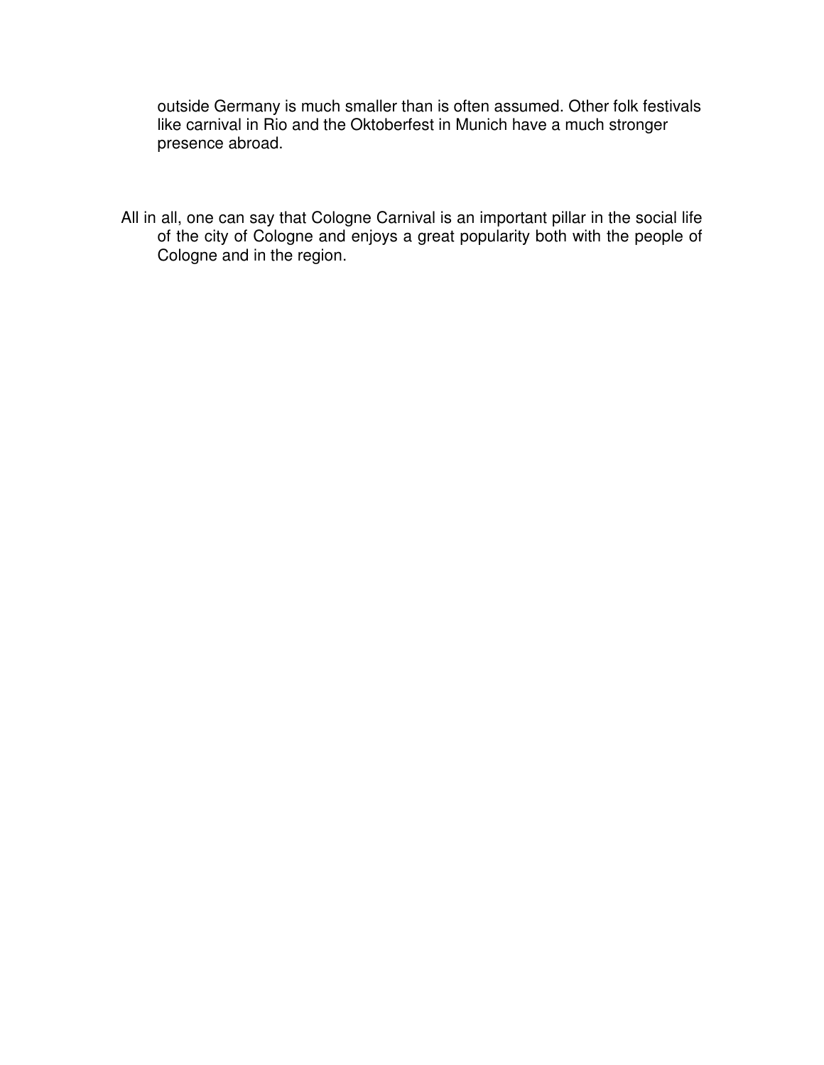outside Germany is much smaller than is often assumed. Other folk festivals like carnival in Rio and the Oktoberfest in Munich have a much stronger presence abroad.

All in all, one can say that Cologne Carnival is an important pillar in the social life of the city of Cologne and enjoys a great popularity both with the people of Cologne and in the region.